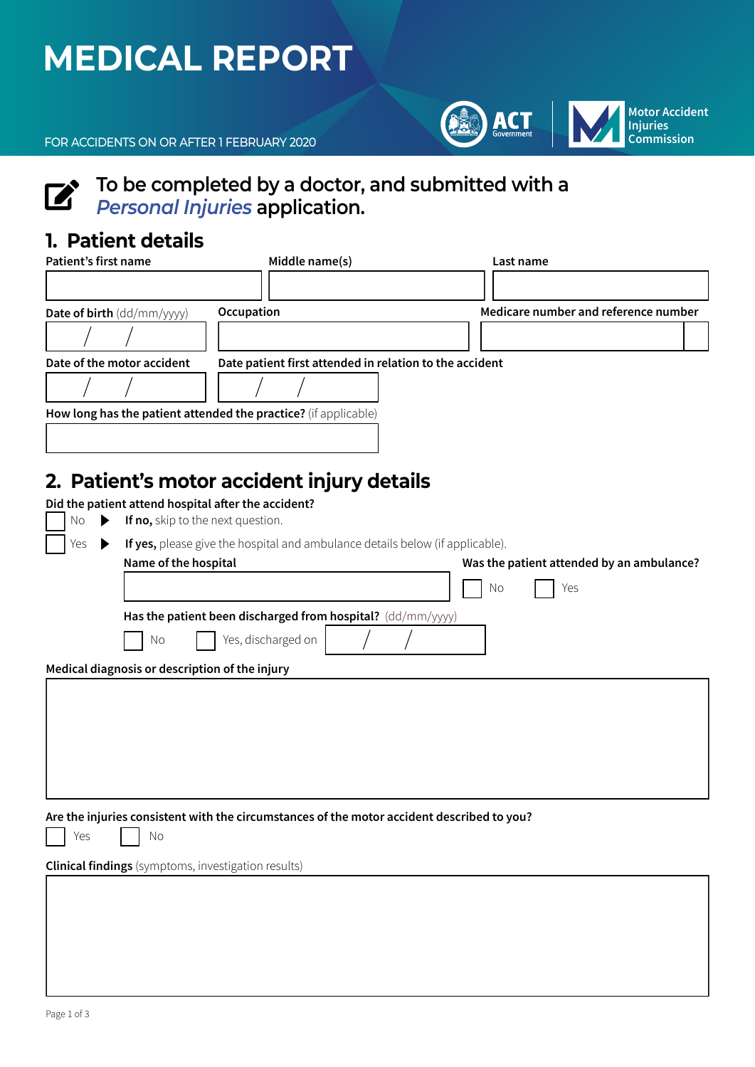# MEDICAL REPORT

FOR ACCIDENTS ON OR AFTER 1 FEBRUARY 2020

ACT Government | Motor Accident Injuries Commission

**To be completed by a doctor, and submitted with a *Personal Injuries* application.**

## 1. Patient details

**Patient's first name**

**Middle name(s)**

**Last name**

**Date of birth** (dd/mm/yyyy) / /

**Occupation**

**Medicare number and reference number**

**Date of the motor accident** / /

**Date patient first attended in relation to the accident** / /

**How long has the patient attended the practice?** (if applicable)

## 2. Patient's motor accident injury details

**Did the patient attend hospital after the accident?**

☐ No ▶ **If no,** skip to the next question.

☐ Yes ▶ **If yes,** please give the hospital and ambulance details below (if applicable).

**Name of the hospital**

**Was the patient attended by an ambulance?** ☐ No ☐ Yes

**Has the patient been discharged from hospital?** (dd/mm/yyyy)

☐ No ☐ Yes, discharged on / /

**Medical diagnosis or description of the injury**

**Are the injuries consistent with the circumstances of the motor accident described to you?**

☐ Yes ☐ No

**Clinical findings** (symptoms, investigation results)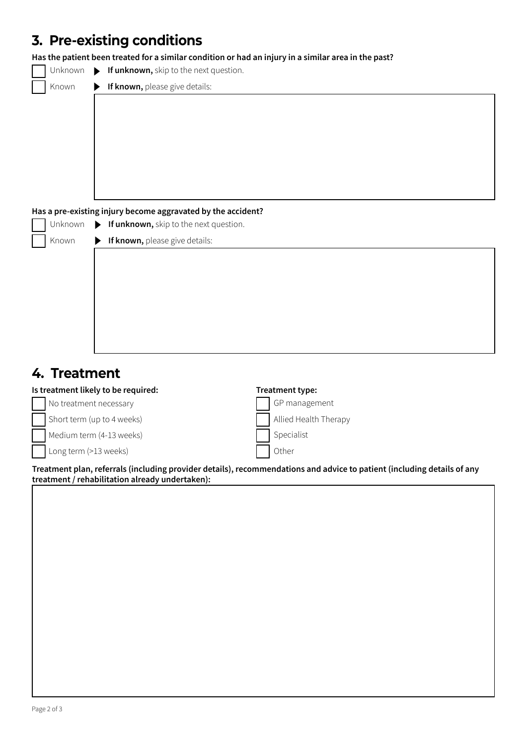## 3. Pre-existing conditions

**Has the patient been treated for a similar condition or had an injury in a similar area in the past?**

- ☐ Unknown ▶ **If unknown,** skip to the next question.
- ☐ Known ▶ **If known,** please give details:

**Has a pre-existing injury become aggravated by the accident?**

- ☐ Unknown ▶ **If unknown,** skip to the next question.
- ☐ Known ▶ **If known,** please give details:

## 4. Treatment

**Is treatment likely to be required:**

- ☐ No treatment necessary
- ☐ Short term (up to 4 weeks)
- ☐ Medium term (4-13 weeks)
- ☐ Long term (>13 weeks)

**Treatment type:**

- ☐ GP management
- ☐ Allied Health Therapy
- ☐ Specialist
- ☐ Other

**Treatment plan, referrals (including provider details), recommendations and advice to patient (including details of any treatment / rehabilitation already undertaken):**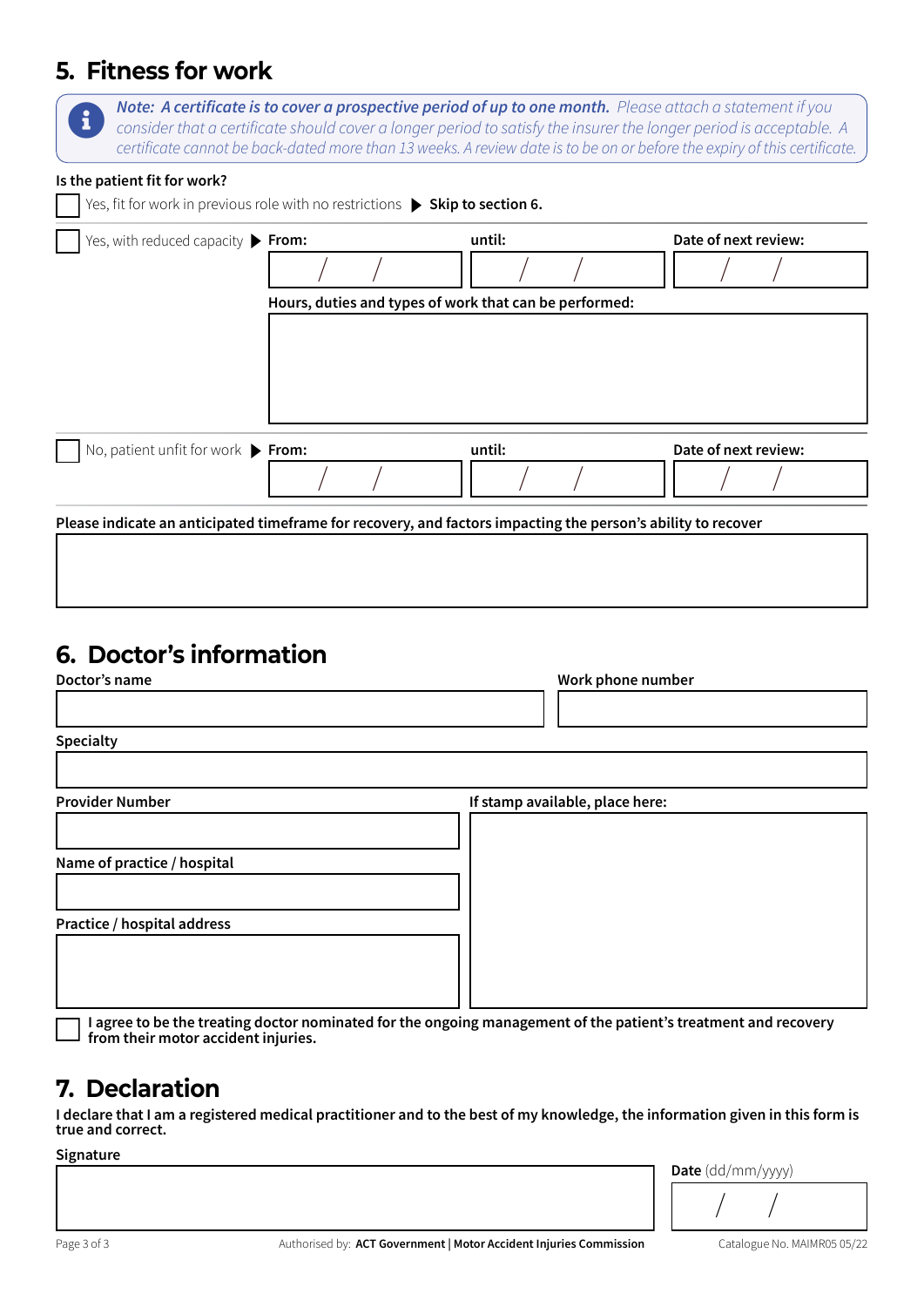## 5. Fitness for work

*Note: A certificate is to cover a prospective period of up to one month. Please attach a statement if you consider that a certificate should cover a longer period to satisfy the insurer the longer period is acceptable. A certificate cannot be back-dated more than 13 weeks. A review date is to be on or before the expiry of this certificate.*

**Is the patient fit for work?**

☐ Yes, fit for work in previous role with no restrictions ▶ **Skip to section 6.**

☐ Yes, with reduced capacity ▶ **From:** / / **until:** / / **Date of next review:** / /

**Hours, duties and types of work that can be performed:**

☐ No, patient unfit for work ▶ **From:** / / **until:** / / **Date of next review:** / /

**Please indicate an anticipated timeframe for recovery, and factors impacting the person's ability to recover**

## 6. Doctor's information

**Doctor's name**

**Work phone number**

**Specialty**

**Provider Number**

**If stamp available, place here:**

**Name of practice / hospital**

**Practice / hospital address**

☐ **I agree to be the treating doctor nominated for the ongoing management of the patient's treatment and recovery from their motor accident injuries.**

## 7. Declaration

**I declare that I am a registered medical practitioner and to the best of my knowledge, the information given in this form is true and correct.**

**Signature**

**Date** (dd/mm/yyyy) / /

Authorised by: **ACT Government | Motor Accident Injuries Commission**

Catalogue No. MAIMR05 05/22